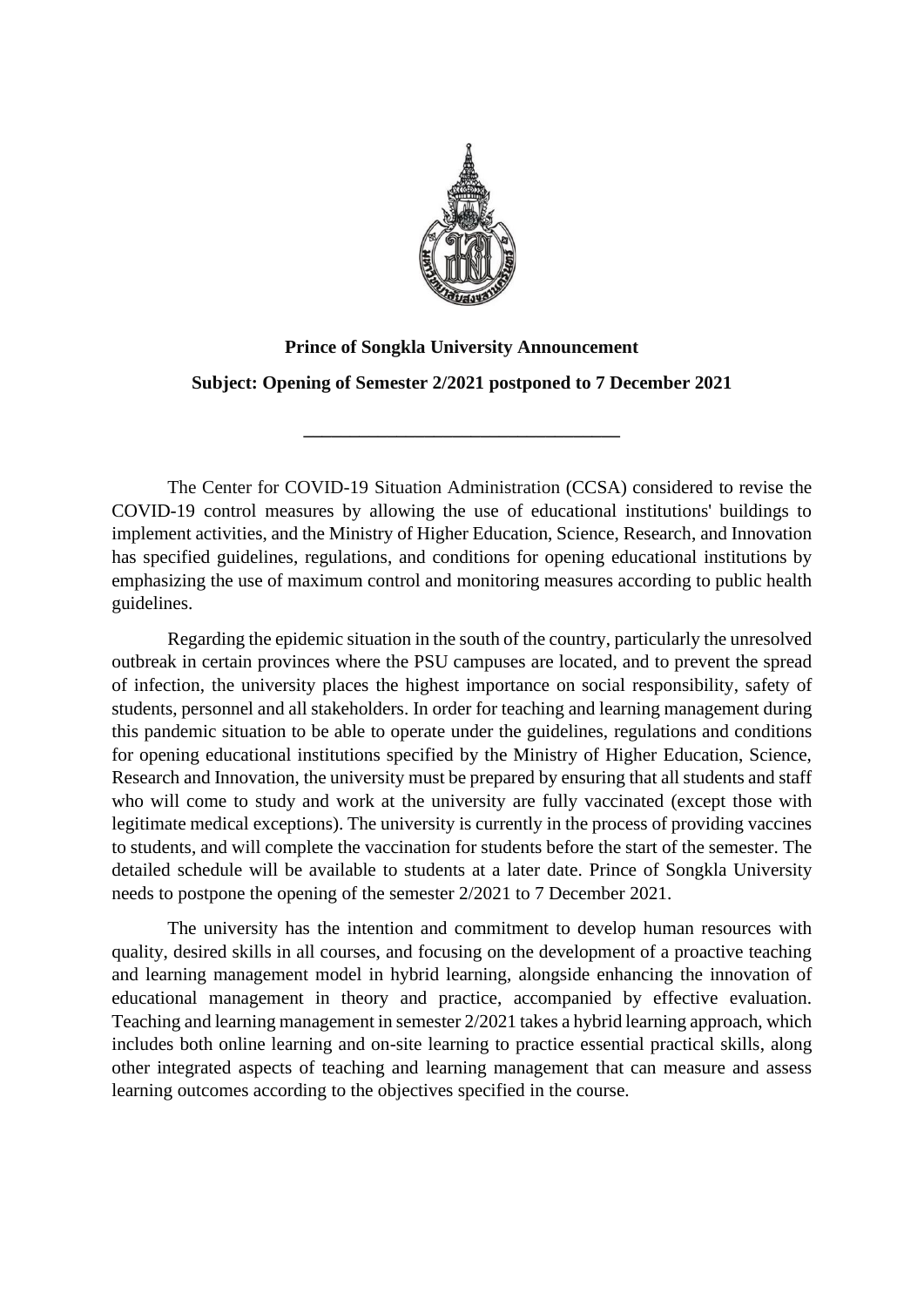**Prince of Songkla University Announcement**

**Subject: Opening of Semester 2/2021 postponed to 7 December 2021**

---

The Center for COVID-19 Situation Administration (CCSA) considered to revise the COVID-19 control measures by allowing the use of educational institutions' buildings to implement activities, and the Ministry of Higher Education, Science, Research, and Innovation has specified guidelines, regulations, and conditions for opening educational institutions by emphasizing the use of maximum control and monitoring measures according to public health guidelines.

Regarding the epidemic situation in the south of the country, particularly the unresolved outbreak in certain provinces where the PSU campuses are located, and to prevent the spread of infection, the university places the highest importance on social responsibility, safety of students, personnel and all stakeholders. In order for teaching and learning management during this pandemic situation to be able to operate under the guidelines, regulations and conditions for opening educational institutions specified by the Ministry of Higher Education, Science, Research and Innovation, the university must be prepared by ensuring that all students and staff who will come to study and work at the university are fully vaccinated (except those with legitimate medical exceptions). The university is currently in the process of providing vaccines to students, and will complete the vaccination for students before the start of the semester. The detailed schedule will be available to students at a later date. Prince of Songkla University needs to postpone the opening of the semester 2/2021 to 7 December 2021.

The university has the intention and commitment to develop human resources with quality, desired skills in all courses, and focusing on the development of a proactive teaching and learning management model in hybrid learning, alongside enhancing the innovation of educational management in theory and practice, accompanied by effective evaluation. Teaching and learning management in semester 2/2021 takes a hybrid learning approach, which includes both online learning and on-site learning to practice essential practical skills, along other integrated aspects of teaching and learning management that can measure and assess learning outcomes according to the objectives specified in the course.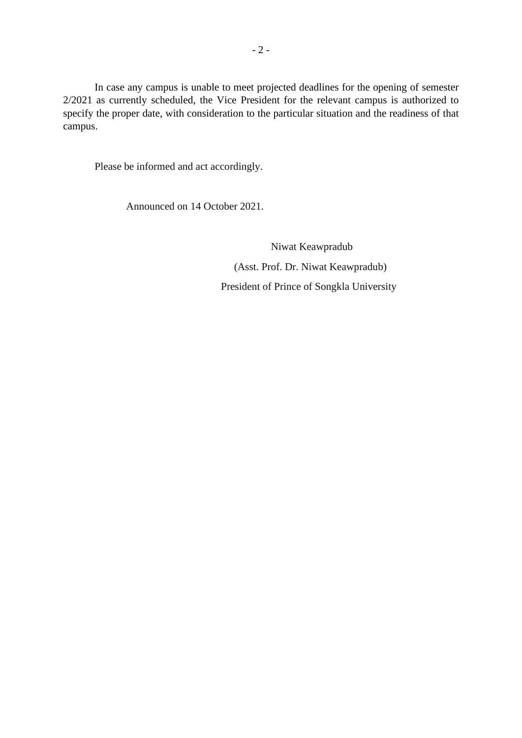In case any campus is unable to meet projected deadlines for the opening of semester 2/2021 as currently scheduled, the Vice President for the relevant campus is authorized to specify the proper date, with consideration to the particular situation and the readiness of that campus.

Please be informed and act accordingly.

Announced on 14 October 2021.

Niwat Keawpradub

(Asst. Prof. Dr. Niwat Keawpradub)

President of Prince of Songkla University